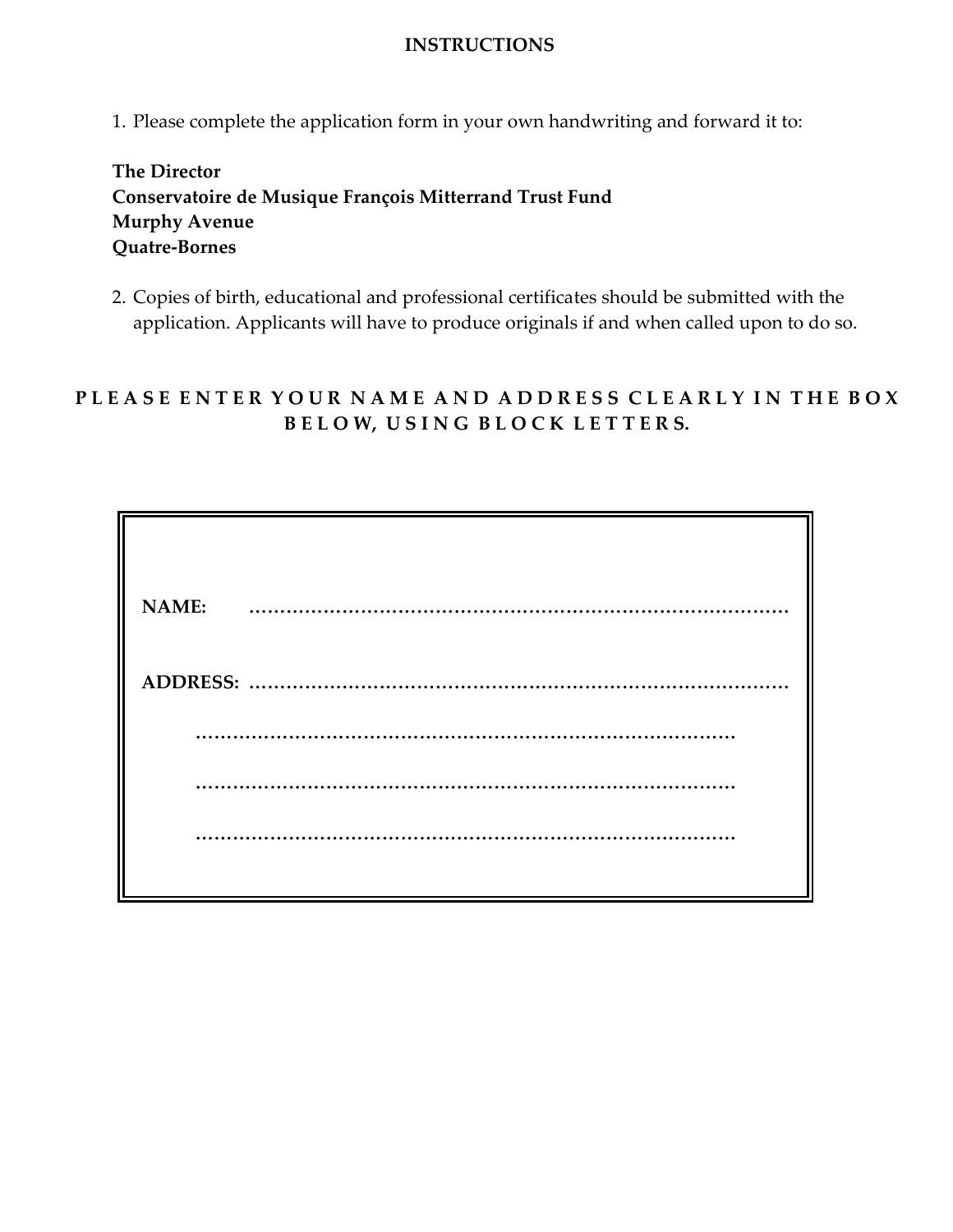# INSTRUCTIONS

1. Please complete the application form in your own handwriting and forward it to:

**The Director**
**Conservatoire de Musique François Mitterrand Trust Fund**
**Murphy Avenue**
**Quatre-Bornes**

2. Copies of birth, educational and professional certificates should be submitted with the application. Applicants will have to produce originals if and when called upon to do so.

**PLEASE ENTER YOUR NAME AND ADDRESS CLEARLY IN THE BOX BELOW, USING BLOCK LETTERS.**

**NAME:** ………………………………………………………………………………

**ADDRESS:** ………………………………………………………………………………

………………………………………………………………………………

………………………………………………………………………………

………………………………………………………………………………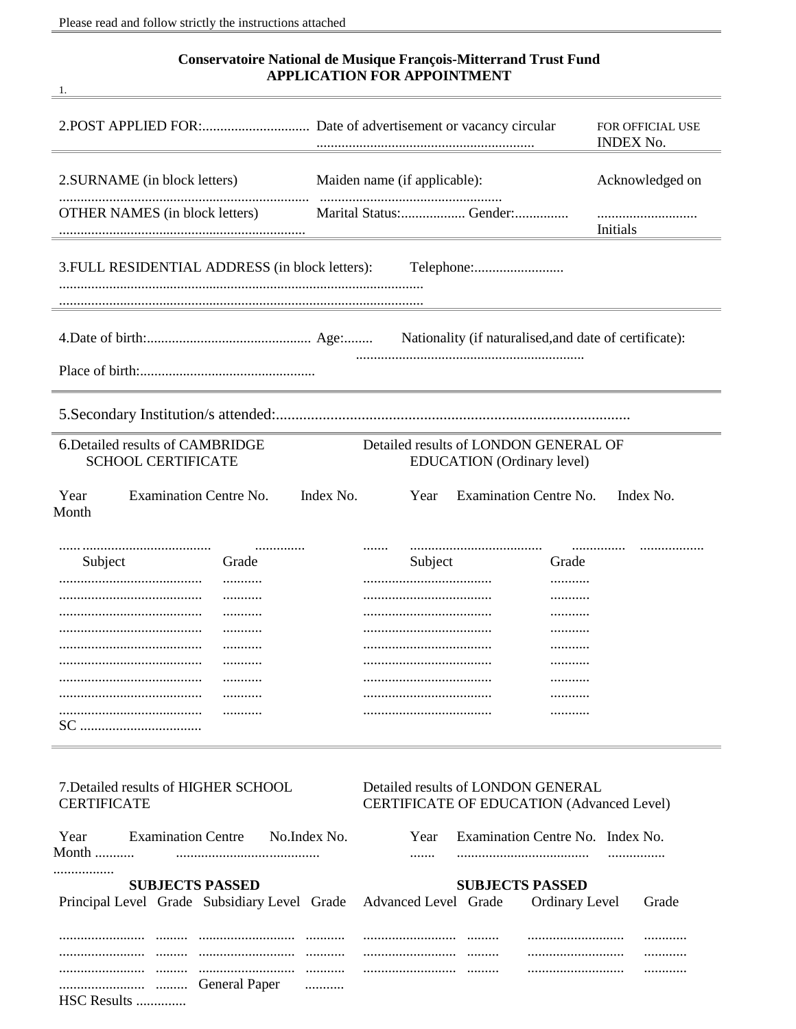Please read and follow strictly the instructions attached

**Conservatoire National de Musique François-Mitterrand Trust Fund**
**APPLICATION FOR APPOINTMENT**

1.

---

2.POST APPLIED FOR:.............................. Date of advertisement or vacancy circular ............................................................

FOR OFFICIAL USE
INDEX No.

---

2.SURNAME (in block letters) ......................................................................

Maiden name (if applicable): ..................................................

OTHER NAMES (in block letters) .....................................................................

Marital Status:.................. Gender:...............

Acknowledged on ............................ Initials

---

3.FULL RESIDENTIAL ADDRESS (in block letters): Telephone:.........................

.....................................................................................................

.....................................................................................................

---

4.Date of birth:............................................. Age:........ Nationality (if naturalised,and date of certificate): ...............................................................

Place of birth:.................................................

---

5.Secondary Institution/s attended:..........................................................................................

---

| 6.Detailed results of CAMBRIDGE SCHOOL CERTIFICATE | | | | Detailed results of LONDON GENERAL OF EDUCATION (Ordinary level) | | |
|---|---|---|---|---|---|---|
| Year Month | Examination Centre No. | Index No. | | Year | Examination Centre No. | Index No. |
| ...... | .................................... | .............. | | ....... | .................................... | ............... .................. |
| Subject | Grade | | | Subject | Grade | |
| ........................................ | ........... | | | .................................... | ........... | |
| ........................................ | ........... | | | .................................... | ........... | |
| ........................................ | ........... | | | .................................... | ........... | |
| ........................................ | ........... | | | .................................... | ........... | |
| ........................................ | ........... | | | .................................... | ........... | |
| ........................................ | ........... | | | .................................... | ........... | |
| ........................................ | ........... | | | .................................... | ........... | |
| ........................................ | ........... | | | .................................... | ........... | |
| ........................................ | ........... | | | .................................... | ........... | |
| SC .................................. | | | | | | |

---

| 7.Detailed results of HIGHER SCHOOL CERTIFICATE | | | | Detailed results of LONDON GENERAL CERTIFICATE OF EDUCATION (Advanced Level) | | | |
|---|---|---|---|---|---|---|---|
| Year Month ........... | Examination Centre ........................................ | No.Index No. ................. | | Year ....... | Examination Centre No. ...................................... | Index No. ................ | |
| **SUBJECTS PASSED** | | | | **SUBJECTS PASSED** | | | |
| Principal Level | Grade | Subsidiary Level | Grade | Advanced Level | Grade | Ordinary Level | Grade |
| ........................ | ......... | .......................... | ........... | ......................... | ......... | ........................... | ............ |
| ........................ | ......... | .......................... | ........... | ......................... | ......... | ........................... | ............ |
| ........................ | ......... | .......................... | ........... | ......................... | ......... | ........................... | ............ |
| ........................ | ......... | General Paper | ........... | | | | |
| HSC Results .............. | | | | | | | |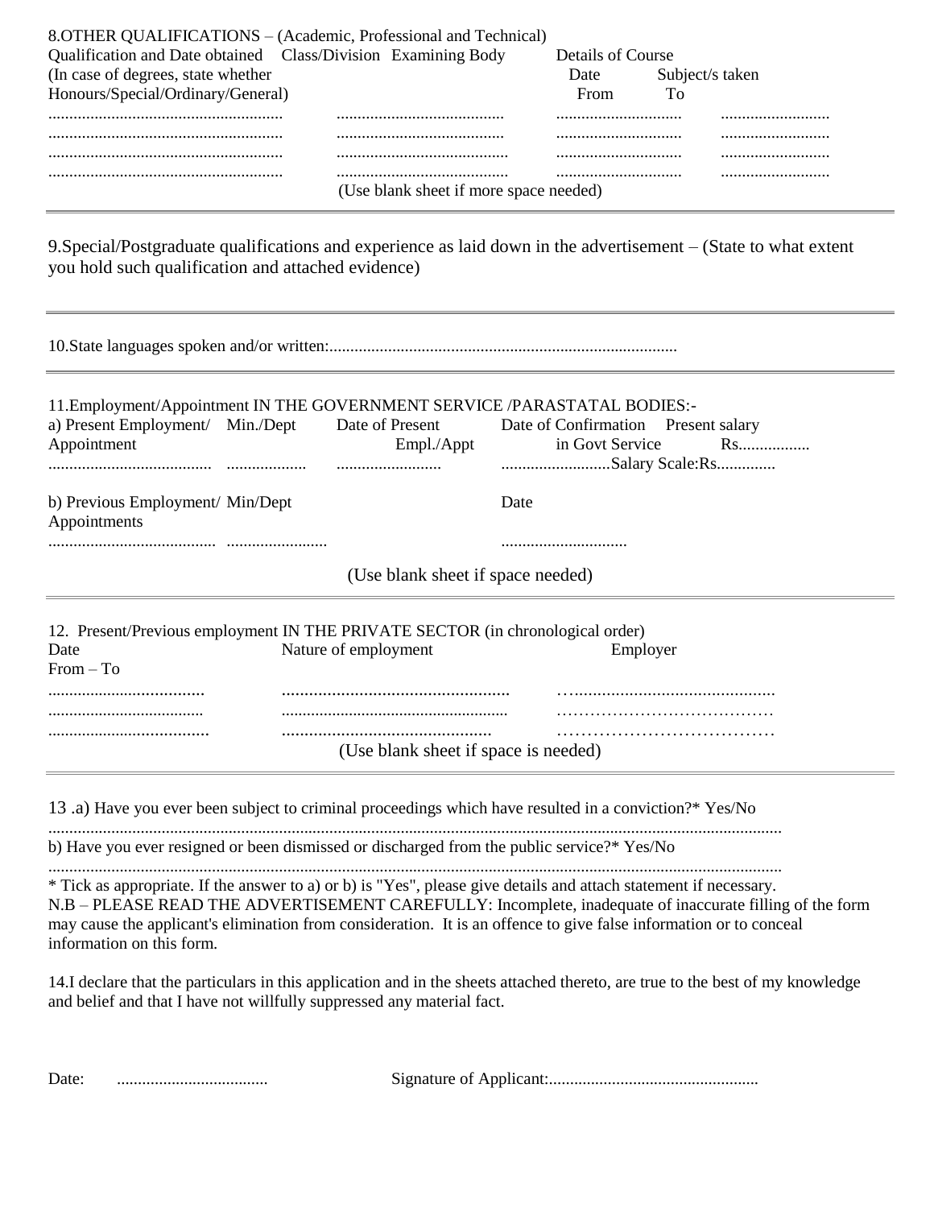8.OTHER QUALIFICATIONS – (Academic, Professional and Technical)

| Qualification and Date obtained (In case of degrees, state whether Honours/Special/Ordinary/General) | Class/Division Examining Body | Details of Course Date From | Subject/s taken To |
|---|---|---|---|
| ........................................................ | ........................................ | .............................. | .......................... |
| ........................................................ | ........................................ | .............................. | .......................... |
| ........................................................ | ........................................ | .............................. | .......................... |
| ........................................................ | ........................................ | .............................. | .......................... |

(Use blank sheet if more space needed)

---

9.Special/Postgraduate qualifications and experience as laid down in the advertisement – (State to what extent you hold such qualification and attached evidence)

---

10.State languages spoken and/or written:...................................................................................

---

11.Employment/Appointment IN THE GOVERNMENT SERVICE /PARASTATAL BODIES:-

| a) Present Employment/ Appointment | Min./Dept | Date of Present Empl./Appt | Date of Confirmation in Govt Service | Present salary Rs................. |
|---|---|---|---|---|
| ....................................... | .................. | ......................... | .......................... | Salary Scale:Rs.............. |

| b) Previous Employment/ Appointments | Min/Dept | Date |
|---|---|---|
| ....................................... | ........................ | .............................. |

(Use blank sheet if space needed)

---

12. Present/Previous employment IN THE PRIVATE SECTOR (in chronological order)

| Date From – To | Nature of employment | Employer |
|---|---|---|
| .................................... | .................................................. | ….............................................. |
| .................................... | .................................................. | ………………………………… |
| .................................... | .............................................. | ……………………………… |

(Use blank sheet if space is needed)

---

13 .a) Have you ever been subject to criminal proceedings which have resulted in a conviction?* Yes/No

.........................................................................................................................................................................

b) Have you ever resigned or been dismissed or discharged from the public service?* Yes/No

.........................................................................................................................................................................

* Tick as appropriate. If the answer to a) or b) is "Yes", please give details and attach statement if necessary.
N.B – PLEASE READ THE ADVERTISEMENT CAREFULLY: Incomplete, inadequate of inaccurate filling of the form may cause the applicant's elimination from consideration. It is an offence to give false information or to conceal information on this form.

14.I declare that the particulars in this application and in the sheets attached thereto, are true to the best of my knowledge and belief and that I have not willfully suppressed any material fact.

Date: .................................... Signature of Applicant:..................................................